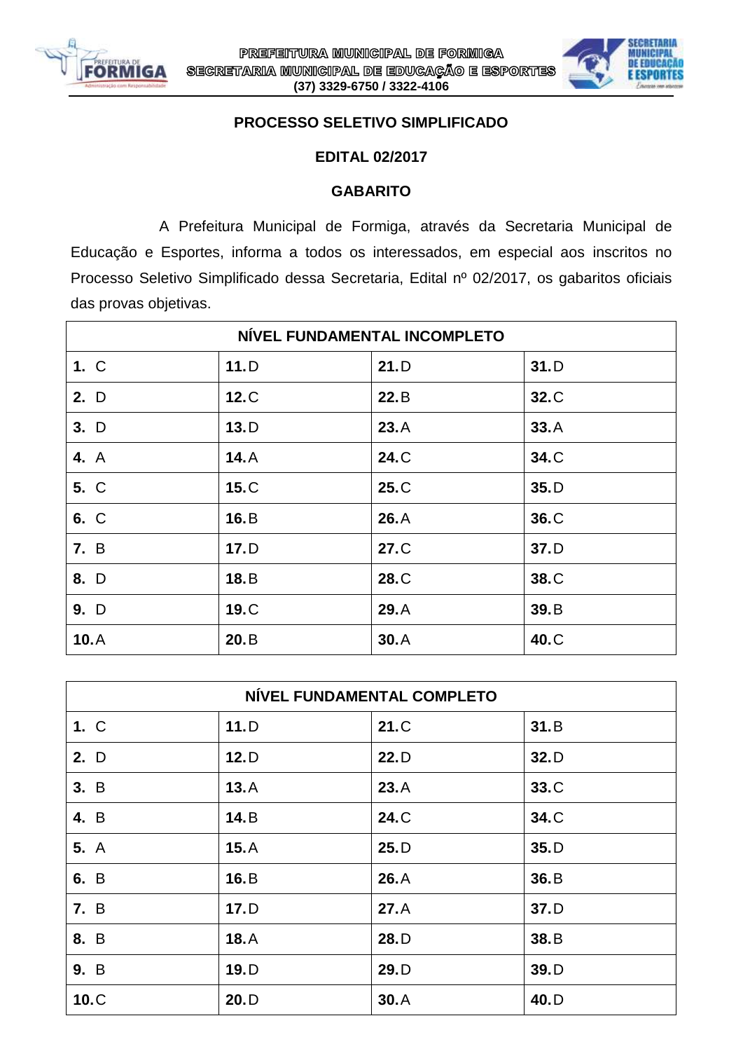PREFEITURA MUNICIPAL DE FORMIGA
SECRETARIA MUNICIPAL DE EDUCAÇÃO E ESPORTES
(37) 3329-6750 / 3322-4106

## PROCESSO SELETIVO SIMPLIFICADO

## EDITAL 02/2017

## GABARITO

A Prefeitura Municipal de Formiga, através da Secretaria Municipal de Educação e Esportes, informa a todos os interessados, em especial aos inscritos no Processo Seletivo Simplificado dessa Secretaria, Edital nº 02/2017, os gabaritos oficiais das provas objetivas.

| NÍVEL FUNDAMENTAL INCOMPLETO | | | |
|---|---|---|---|
| **1.** C | **11.** D | **21.** D | **31.** D |
| **2.** D | **12.** C | **22.** B | **32.** C |
| **3.** D | **13.** D | **23.** A | **33.** A |
| **4.** A | **14.** A | **24.** C | **34.** C |
| **5.** C | **15.** C | **25.** C | **35.** D |
| **6.** C | **16.** B | **26.** A | **36.** C |
| **7.** B | **17.** D | **27.** C | **37.** D |
| **8.** D | **18.** B | **28.** C | **38.** C |
| **9.** D | **19.** C | **29.** A | **39.** B |
| **10.** A | **20.** B | **30.** A | **40.** C |

| NÍVEL FUNDAMENTAL COMPLETO | | | |
|---|---|---|---|
| **1.** C | **11.** D | **21.** C | **31.** B |
| **2.** D | **12.** D | **22.** D | **32.** D |
| **3.** B | **13.** A | **23.** A | **33.** C |
| **4.** B | **14.** B | **24.** C | **34.** C |
| **5.** A | **15.** A | **25.** D | **35.** D |
| **6.** B | **16.** B | **26.** A | **36.** B |
| **7.** B | **17.** D | **27.** A | **37.** D |
| **8.** B | **18.** A | **28.** D | **38.** B |
| **9.** B | **19.** D | **29.** D | **39.** D |
| **10.** C | **20.** D | **30.** A | **40.** D |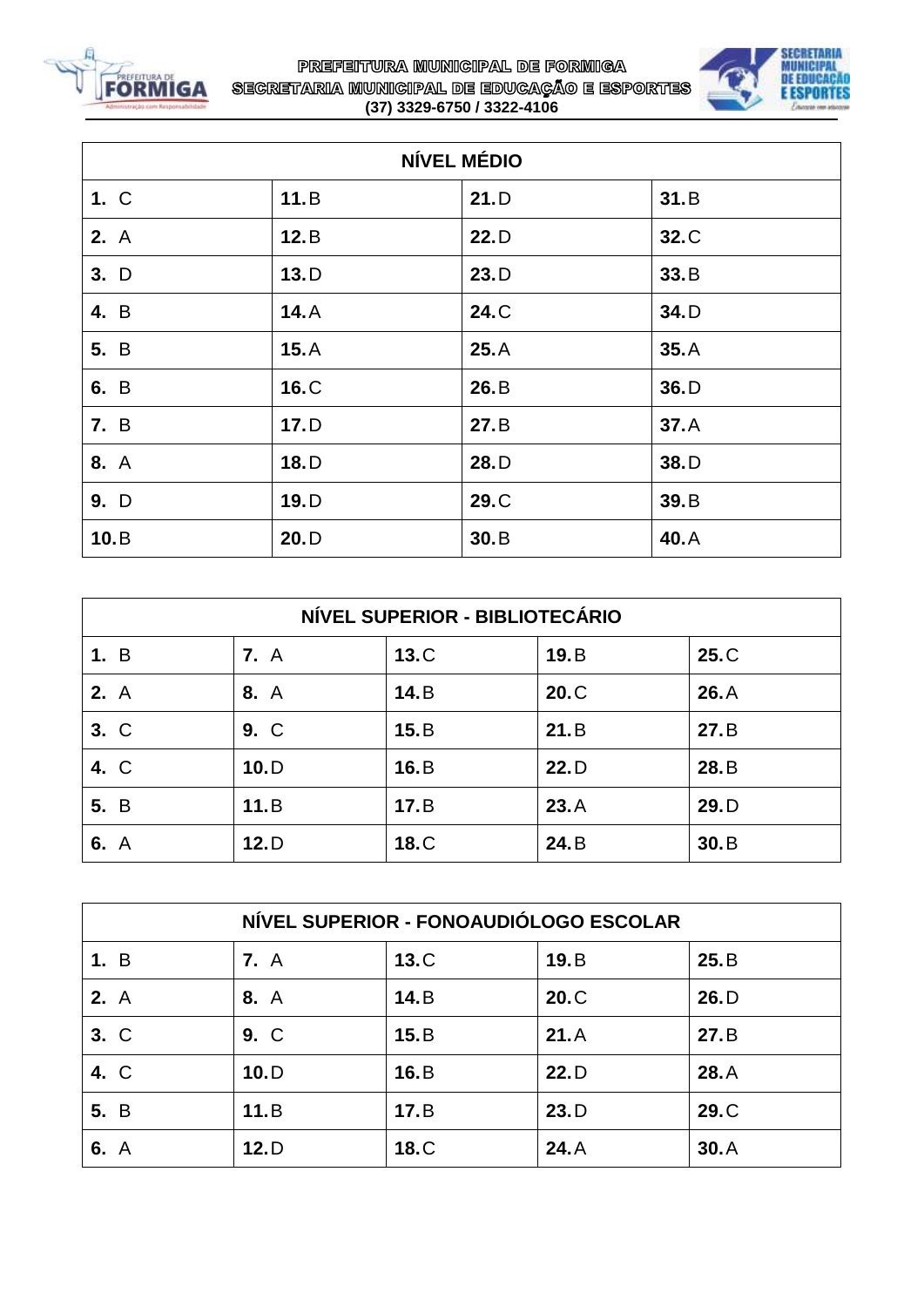| NÍVEL MÉDIO | | | |
|---|---|---|---|
| **1.** C | **11.** B | **21.** D | **31.** B |
| **2.** A | **12.** B | **22.** D | **32.** C |
| **3.** D | **13.** D | **23.** D | **33.** B |
| **4.** B | **14.** A | **24.** C | **34.** D |
| **5.** B | **15.** A | **25.** A | **35.** A |
| **6.** B | **16.** C | **26.** B | **36.** D |
| **7.** B | **17.** D | **27.** B | **37.** A |
| **8.** A | **18.** D | **28.** D | **38.** D |
| **9.** D | **19.** D | **29.** C | **39.** B |
| **10.** B | **20.** D | **30.** B | **40.** A |

| NÍVEL SUPERIOR - BIBLIOTECÁRIO | | | | |
|---|---|---|---|---|
| **1.** B | **7.** A | **13.** C | **19.** B | **25.** C |
| **2.** A | **8.** A | **14.** B | **20.** C | **26.** A |
| **3.** C | **9.** C | **15.** B | **21.** B | **27.** B |
| **4.** C | **10.** D | **16.** B | **22.** D | **28.** B |
| **5.** B | **11.** B | **17.** B | **23.** A | **29.** D |
| **6.** A | **12.** D | **18.** C | **24.** B | **30.** B |

| NÍVEL SUPERIOR - FONOAUDIÓLOGO ESCOLAR | | | | |
|---|---|---|---|---|
| **1.** B | **7.** A | **13.** C | **19.** B | **25.** B |
| **2.** A | **8.** A | **14.** B | **20.** C | **26.** D |
| **3.** C | **9.** C | **15.** B | **21.** A | **27.** B |
| **4.** C | **10.** D | **16.** B | **22.** D | **28.** A |
| **5.** B | **11.** B | **17.** B | **23.** D | **29.** C |
| **6.** A | **12.** D | **18.** C | **24.** A | **30.** A |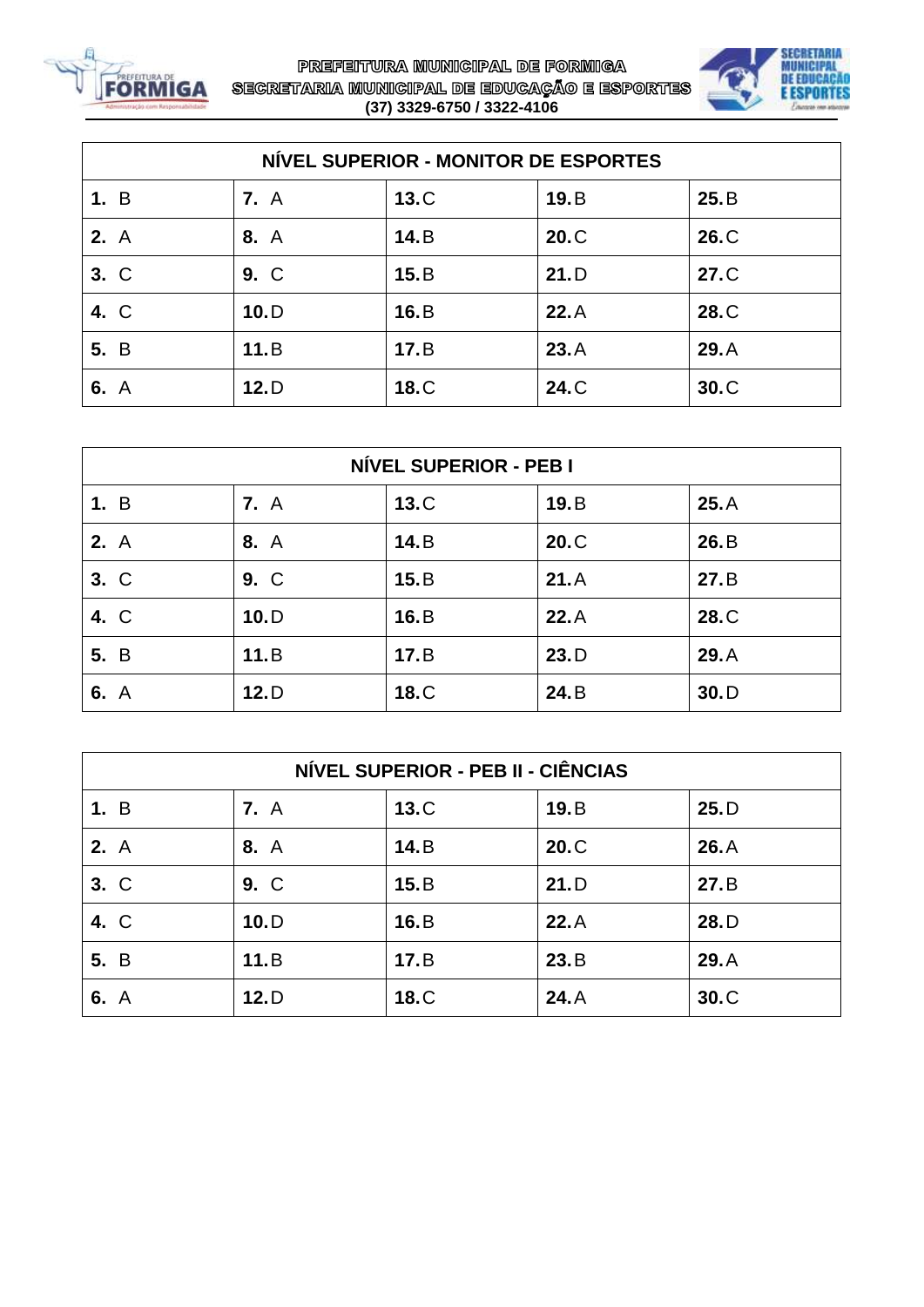| NÍVEL SUPERIOR - MONITOR DE ESPORTES | | | | |
|---|---|---|---|---|
| **1.** B | **7.** A | **13.** C | **19.** B | **25.** B |
| **2.** A | **8.** A | **14.** B | **20.** C | **26.** C |
| **3.** C | **9.** C | **15.** B | **21.** D | **27.** C |
| **4.** C | **10.** D | **16.** B | **22.** A | **28.** C |
| **5.** B | **11.** B | **17.** B | **23.** A | **29.** A |
| **6.** A | **12.** D | **18.** C | **24.** C | **30.** C |

| NÍVEL SUPERIOR - PEB I | | | | |
|---|---|---|---|---|
| **1.** B | **7.** A | **13.** C | **19.** B | **25.** A |
| **2.** A | **8.** A | **14.** B | **20.** C | **26.** B |
| **3.** C | **9.** C | **15.** B | **21.** A | **27.** B |
| **4.** C | **10.** D | **16.** B | **22.** A | **28.** C |
| **5.** B | **11.** B | **17.** B | **23.** D | **29.** A |
| **6.** A | **12.** D | **18.** C | **24.** B | **30.** D |

| NÍVEL SUPERIOR - PEB II - CIÊNCIAS | | | | |
|---|---|---|---|---|
| **1.** B | **7.** A | **13.** C | **19.** B | **25.** D |
| **2.** A | **8.** A | **14.** B | **20.** C | **26.** A |
| **3.** C | **9.** C | **15.** B | **21.** D | **27.** B |
| **4.** C | **10.** D | **16.** B | **22.** A | **28.** D |
| **5.** B | **11.** B | **17.** B | **23.** B | **29.** A |
| **6.** A | **12.** D | **18.** C | **24.** A | **30.** C |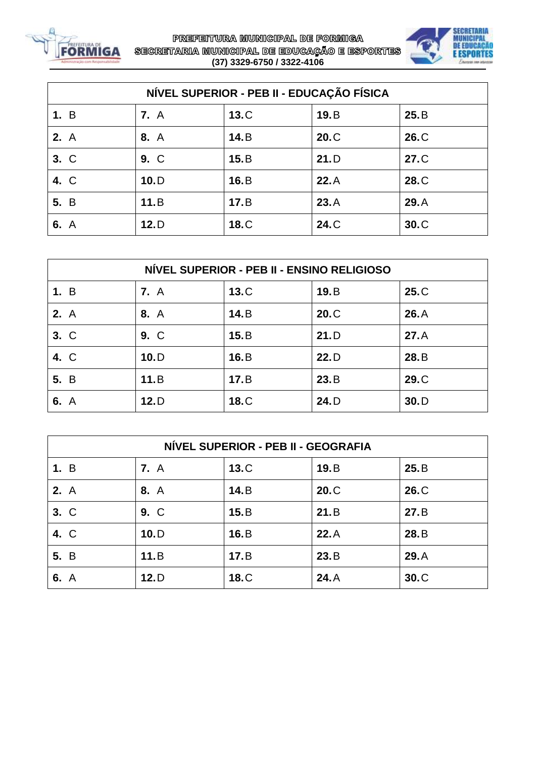| NÍVEL SUPERIOR - PEB II - EDUCAÇÃO FÍSICA | | | | |
|---|---|---|---|---|
| **1.** B | **7.** A | **13.** C | **19.** B | **25.** B |
| **2.** A | **8.** A | **14.** B | **20.** C | **26.** C |
| **3.** C | **9.** C | **15.** B | **21.** D | **27.** C |
| **4.** C | **10.** D | **16.** B | **22.** A | **28.** C |
| **5.** B | **11.** B | **17.** B | **23.** A | **29.** A |
| **6.** A | **12.** D | **18.** C | **24.** C | **30.** C |

| NÍVEL SUPERIOR - PEB II - ENSINO RELIGIOSO | | | | |
|---|---|---|---|---|
| **1.** B | **7.** A | **13.** C | **19.** B | **25.** C |
| **2.** A | **8.** A | **14.** B | **20.** C | **26.** A |
| **3.** C | **9.** C | **15.** B | **21.** D | **27.** A |
| **4.** C | **10.** D | **16.** B | **22.** D | **28.** B |
| **5.** B | **11.** B | **17.** B | **23.** B | **29.** C |
| **6.** A | **12.** D | **18.** C | **24.** D | **30.** D |

| NÍVEL SUPERIOR - PEB II - GEOGRAFIA | | | | |
|---|---|---|---|---|
| **1.** B | **7.** A | **13.** C | **19.** B | **25.** B |
| **2.** A | **8.** A | **14.** B | **20.** C | **26.** C |
| **3.** C | **9.** C | **15.** B | **21.** B | **27.** B |
| **4.** C | **10.** D | **16.** B | **22.** A | **28.** B |
| **5.** B | **11.** B | **17.** B | **23.** B | **29.** A |
| **6.** A | **12.** D | **18.** C | **24.** A | **30.** C |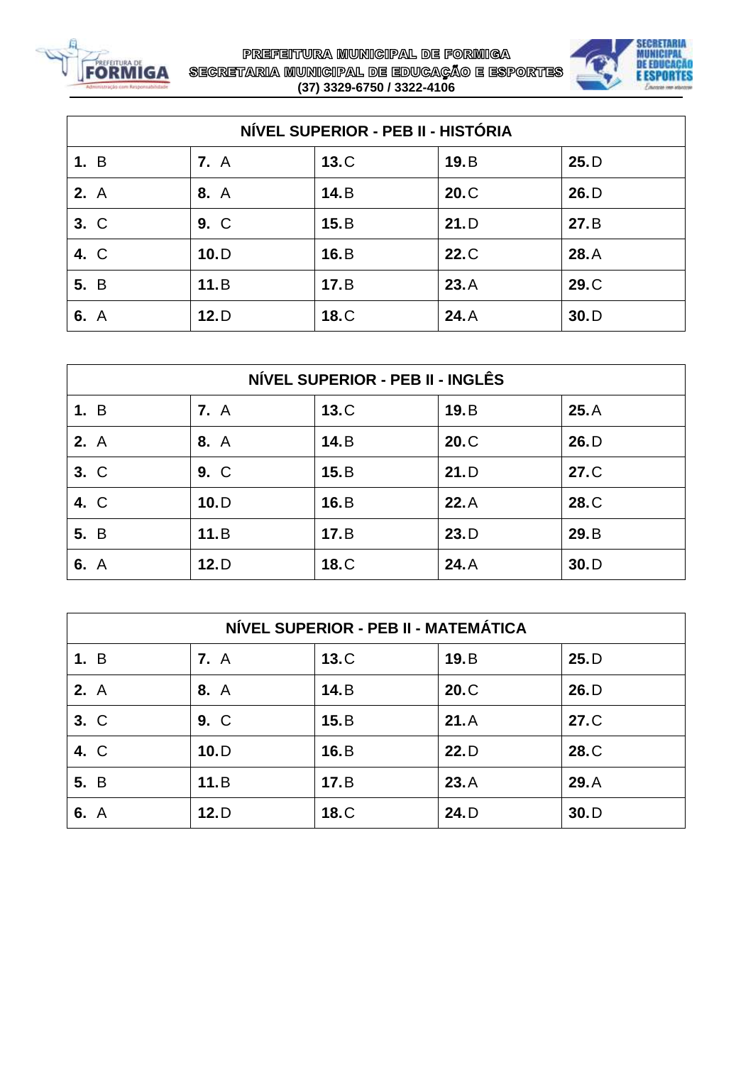| NÍVEL SUPERIOR - PEB II - HISTÓRIA | | | | |
|---|---|---|---|---|
| **1.** B | **7.** A | **13.** C | **19.** B | **25.** D |
| **2.** A | **8.** A | **14.** B | **20.** C | **26.** D |
| **3.** C | **9.** C | **15.** B | **21.** D | **27.** B |
| **4.** C | **10.** D | **16.** B | **22.** C | **28.** A |
| **5.** B | **11.** B | **17.** B | **23.** A | **29.** C |
| **6.** A | **12.** D | **18.** C | **24.** A | **30.** D |

| NÍVEL SUPERIOR - PEB II - INGLÊS | | | | |
|---|---|---|---|---|
| **1.** B | **7.** A | **13.** C | **19.** B | **25.** A |
| **2.** A | **8.** A | **14.** B | **20.** C | **26.** D |
| **3.** C | **9.** C | **15.** B | **21.** D | **27.** C |
| **4.** C | **10.** D | **16.** B | **22.** A | **28.** C |
| **5.** B | **11.** B | **17.** B | **23.** D | **29.** B |
| **6.** A | **12.** D | **18.** C | **24.** A | **30.** D |

| NÍVEL SUPERIOR - PEB II - MATEMÁTICA | | | | |
|---|---|---|---|---|
| **1.** B | **7.** A | **13.** C | **19.** B | **25.** D |
| **2.** A | **8.** A | **14.** B | **20.** C | **26.** D |
| **3.** C | **9.** C | **15.** B | **21.** A | **27.** C |
| **4.** C | **10.** D | **16.** B | **22.** D | **28.** C |
| **5.** B | **11.** B | **17.** B | **23.** A | **29.** A |
| **6.** A | **12.** D | **18.** C | **24.** D | **30.** D |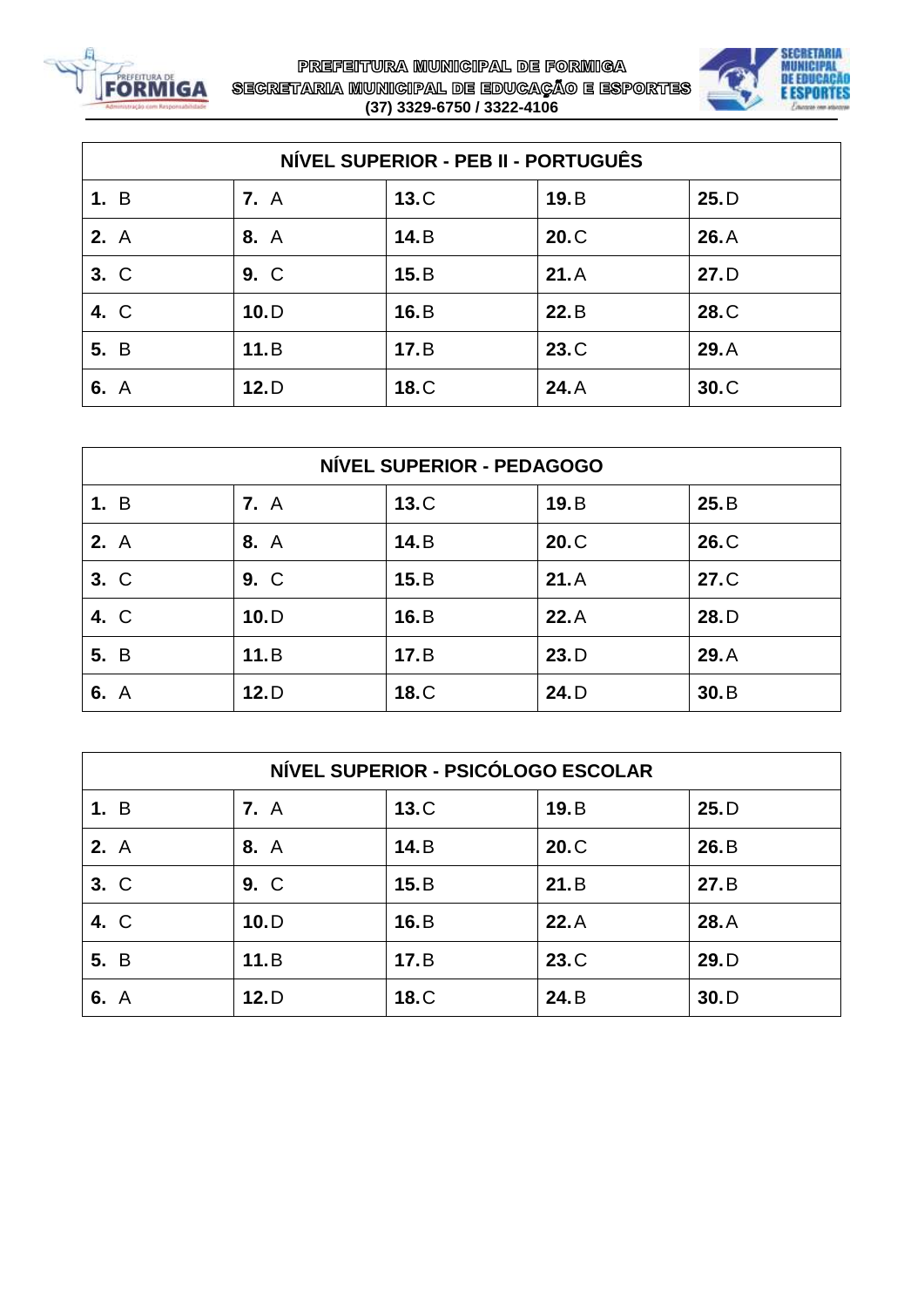PREFEITURA MUNICIPAL DE FORMIGA
SECRETARIA MUNICIPAL DE EDUCAÇÃO E ESPORTES
(37) 3329-6750 / 3322-4106

| NÍVEL SUPERIOR - PEB II - PORTUGUÊS | | | | |
|---|---|---|---|---|
| **1.** B | **7.** A | **13.** C | **19.** B | **25.** D |
| **2.** A | **8.** A | **14.** B | **20.** C | **26.** A |
| **3.** C | **9.** C | **15.** B | **21.** A | **27.** D |
| **4.** C | **10.** D | **16.** B | **22.** B | **28.** C |
| **5.** B | **11.** B | **17.** B | **23.** C | **29.** A |
| **6.** A | **12.** D | **18.** C | **24.** A | **30.** C |

| NÍVEL SUPERIOR - PEDAGOGO | | | | |
|---|---|---|---|---|
| **1.** B | **7.** A | **13.** C | **19.** B | **25.** B |
| **2.** A | **8.** A | **14.** B | **20.** C | **26.** C |
| **3.** C | **9.** C | **15.** B | **21.** A | **27.** C |
| **4.** C | **10.** D | **16.** B | **22.** A | **28.** D |
| **5.** B | **11.** B | **17.** B | **23.** D | **29.** A |
| **6.** A | **12.** D | **18.** C | **24.** D | **30.** B |

| NÍVEL SUPERIOR - PSICÓLOGO ESCOLAR | | | | |
|---|---|---|---|---|
| **1.** B | **7.** A | **13.** C | **19.** B | **25.** D |
| **2.** A | **8.** A | **14.** B | **20.** C | **26.** B |
| **3.** C | **9.** C | **15.** B | **21.** B | **27.** B |
| **4.** C | **10.** D | **16.** B | **22.** A | **28.** A |
| **5.** B | **11.** B | **17.** B | **23.** C | **29.** D |
| **6.** A | **12.** D | **18.** C | **24.** B | **30.** D |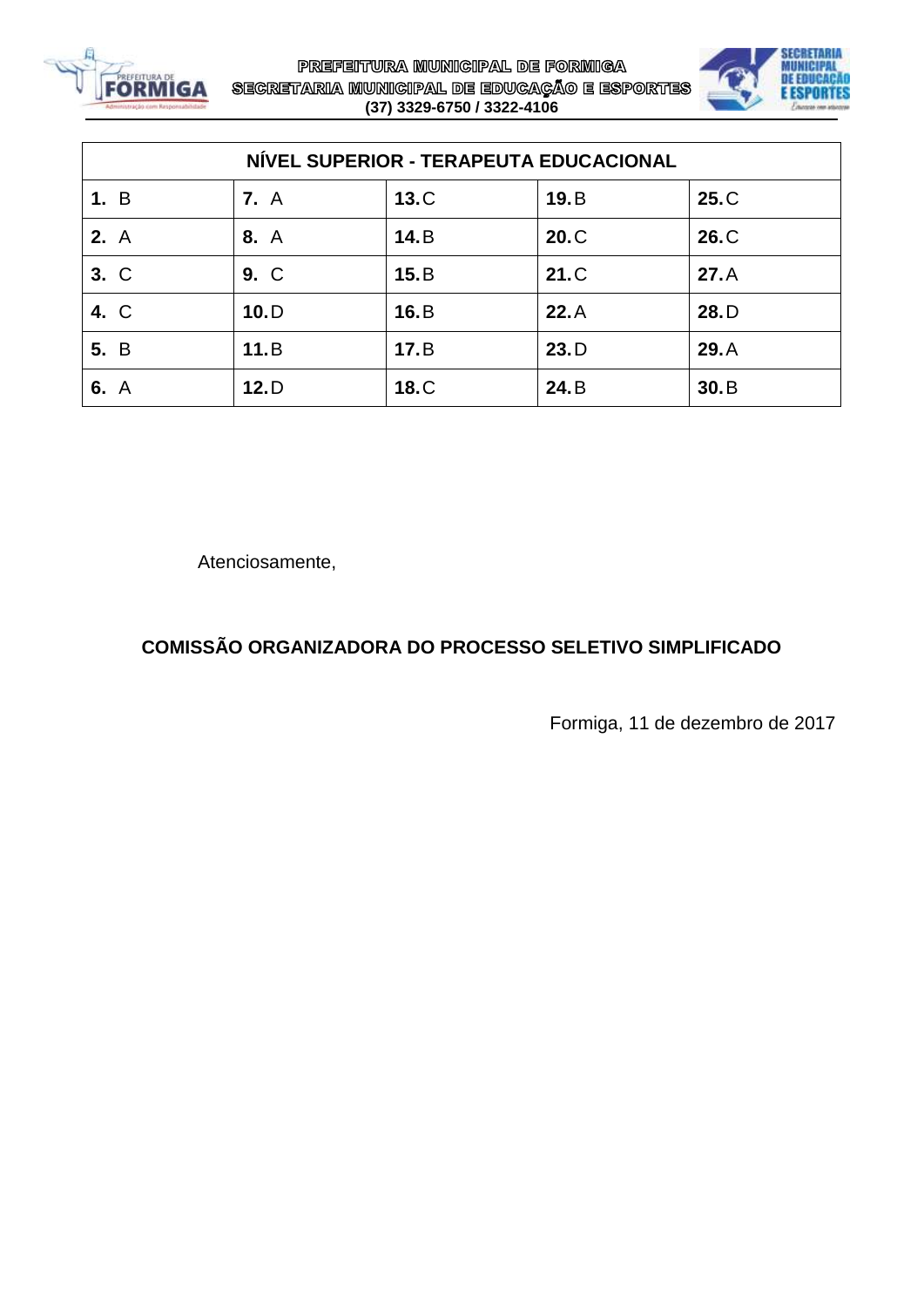PREFEITURA MUNICIPAL DE FORMIGA
SECRETARIA MUNICIPAL DE EDUCAÇÃO E ESPORTES
(37) 3329-6750 / 3322-4106

| NÍVEL SUPERIOR - TERAPEUTA EDUCACIONAL | | | | |
|---|---|---|---|---|
| **1.** B | **7.** A | **13.** C | **19.** B | **25.** C |
| **2.** A | **8.** A | **14.** B | **20.** C | **26.** C |
| **3.** C | **9.** C | **15.** B | **21.** C | **27.** A |
| **4.** C | **10.** D | **16.** B | **22.** A | **28.** D |
| **5.** B | **11.** B | **17.** B | **23.** D | **29.** A |
| **6.** A | **12.** D | **18.** C | **24.** B | **30.** B |

Atenciosamente,

**COMISSÃO ORGANIZADORA DO PROCESSO SELETIVO SIMPLIFICADO**

Formiga, 11 de dezembro de 2017